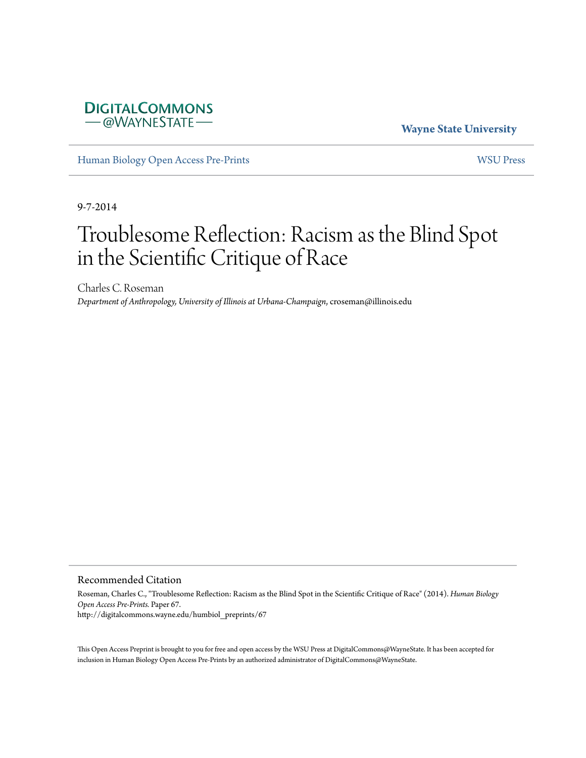Wayne State University

Human Biology Open Access Pre-Prints

WSU Press

9-7-2014

# Troublesome Reflection: Racism as the Blind Spot in the Scientific Critique of Race

Charles C. Roseman

*Department of Anthropology, University of Illinois at Urbana-Champaign*, croseman@illinois.edu

## Recommended Citation

Roseman, Charles C., "Troublesome Reflection: Racism as the Blind Spot in the Scientific Critique of Race" (2014). *Human Biology Open Access Pre-Prints*. Paper 67.
http://digitalcommons.wayne.edu/humbiol_preprints/67

This Open Access Preprint is brought to you for free and open access by the WSU Press at DigitalCommons@WayneState. It has been accepted for inclusion in Human Biology Open Access Pre-Prints by an authorized administrator of DigitalCommons@WayneState.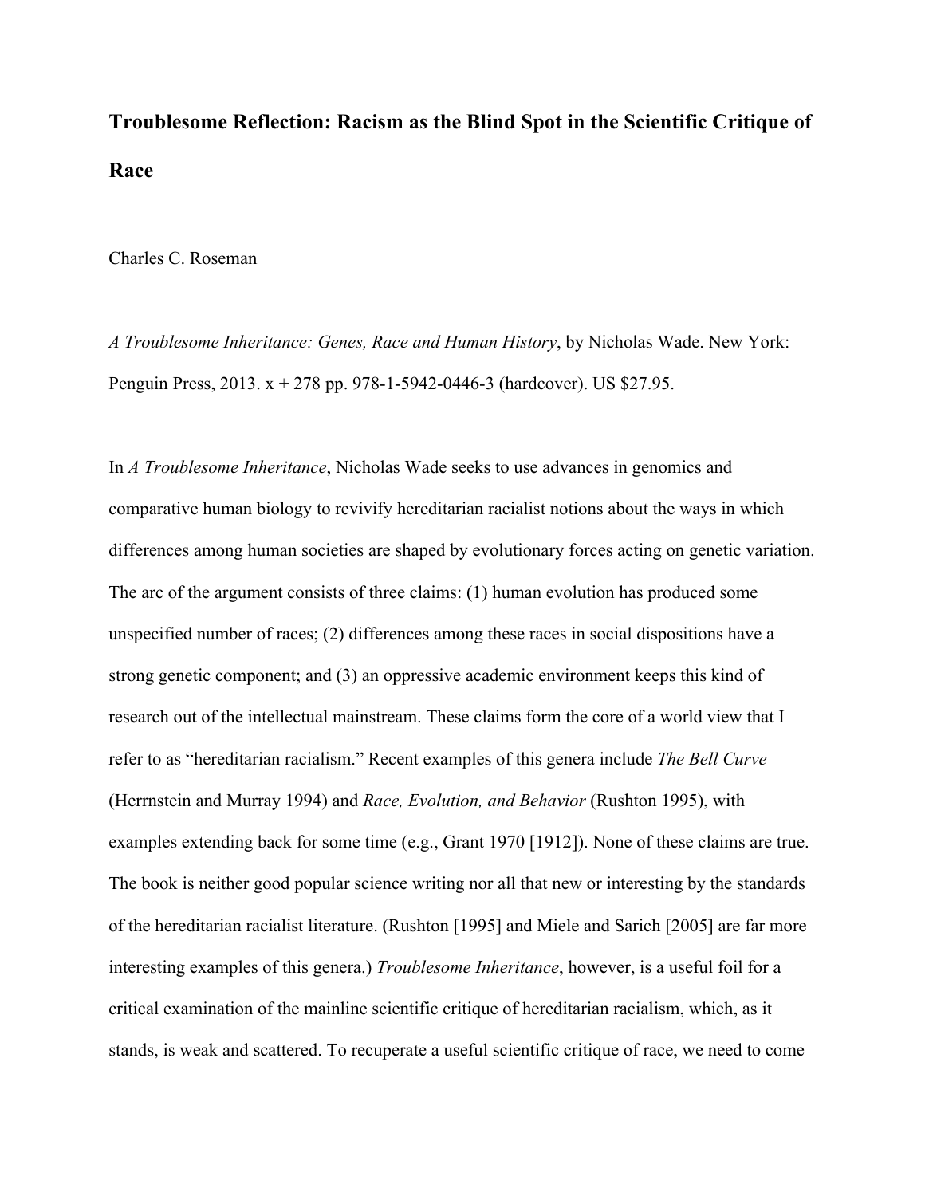# Troublesome Reflection: Racism as the Blind Spot in the Scientific Critique of Race

Charles C. Roseman

*A Troublesome Inheritance: Genes, Race and Human History*, by Nicholas Wade. New York: Penguin Press, 2013. x + 278 pp. 978-1-5942-0446-3 (hardcover). US $27.95.

In *A Troublesome Inheritance*, Nicholas Wade seeks to use advances in genomics and comparative human biology to revivify hereditarian racialist notions about the ways in which differences among human societies are shaped by evolutionary forces acting on genetic variation. The arc of the argument consists of three claims: (1) human evolution has produced some unspecified number of races; (2) differences among these races in social dispositions have a strong genetic component; and (3) an oppressive academic environment keeps this kind of research out of the intellectual mainstream. These claims form the core of a world view that I refer to as "hereditarian racialism." Recent examples of this genera include *The Bell Curve* (Herrnstein and Murray 1994) and *Race, Evolution, and Behavior* (Rushton 1995), with examples extending back for some time (e.g., Grant 1970 [1912]). None of these claims are true. The book is neither good popular science writing nor all that new or interesting by the standards of the hereditarian racialist literature. (Rushton [1995] and Miele and Sarich [2005] are far more interesting examples of this genera.) *Troublesome Inheritance*, however, is a useful foil for a critical examination of the mainline scientific critique of hereditarian racialism, which, as it stands, is weak and scattered. To recuperate a useful scientific critique of race, we need to come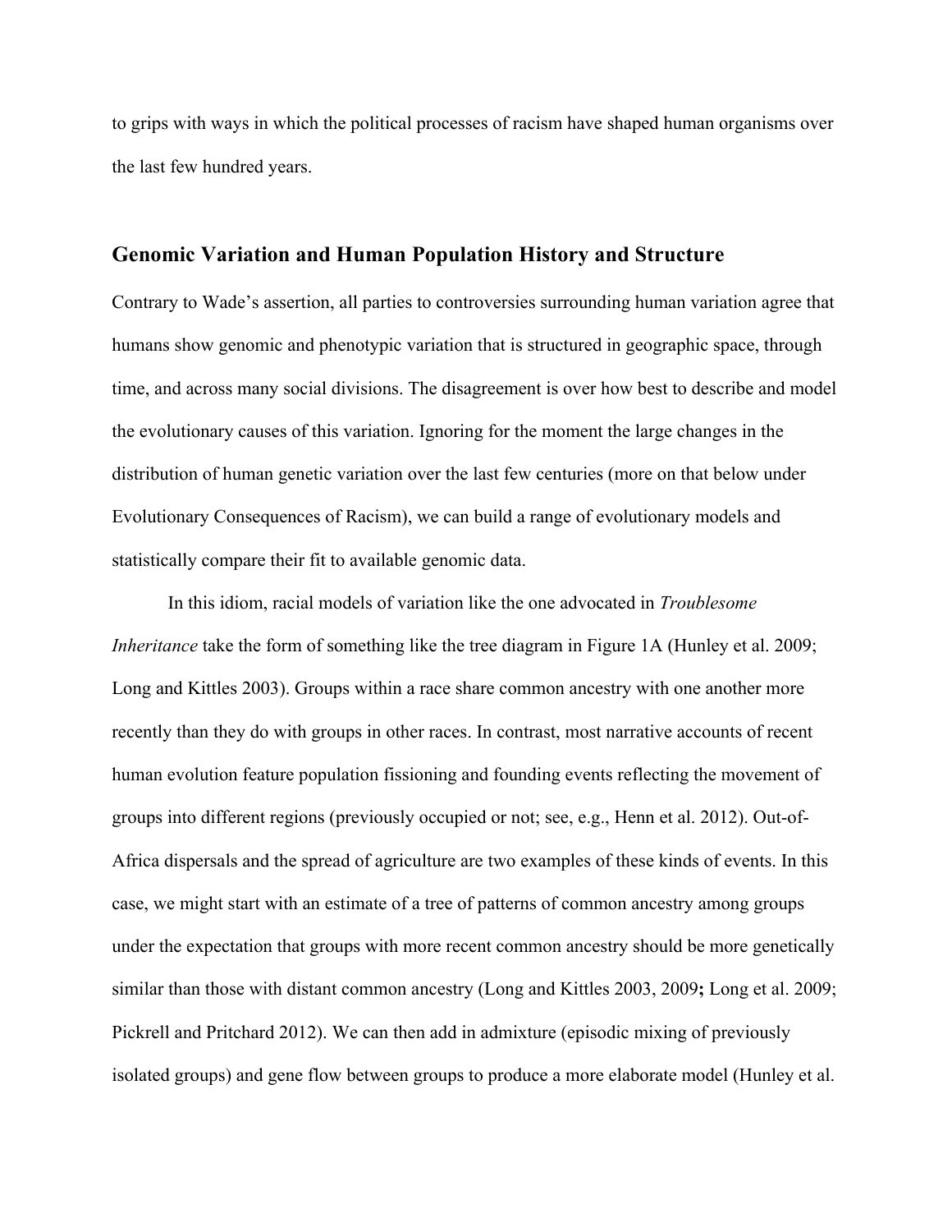to grips with ways in which the political processes of racism have shaped human organisms over the last few hundred years.

## Genomic Variation and Human Population History and Structure

Contrary to Wade's assertion, all parties to controversies surrounding human variation agree that humans show genomic and phenotypic variation that is structured in geographic space, through time, and across many social divisions. The disagreement is over how best to describe and model the evolutionary causes of this variation. Ignoring for the moment the large changes in the distribution of human genetic variation over the last few centuries (more on that below under Evolutionary Consequences of Racism), we can build a range of evolutionary models and statistically compare their fit to available genomic data.

In this idiom, racial models of variation like the one advocated in *Troublesome Inheritance* take the form of something like the tree diagram in Figure 1A (Hunley et al. 2009; Long and Kittles 2003). Groups within a race share common ancestry with one another more recently than they do with groups in other races. In contrast, most narrative accounts of recent human evolution feature population fissioning and founding events reflecting the movement of groups into different regions (previously occupied or not; see, e.g., Henn et al. 2012). Out-of-Africa dispersals and the spread of agriculture are two examples of these kinds of events. In this case, we might start with an estimate of a tree of patterns of common ancestry among groups under the expectation that groups with more recent common ancestry should be more genetically similar than those with distant common ancestry (Long and Kittles 2003, 2009**;** Long et al. 2009; Pickrell and Pritchard 2012). We can then add in admixture (episodic mixing of previously isolated groups) and gene flow between groups to produce a more elaborate model (Hunley et al.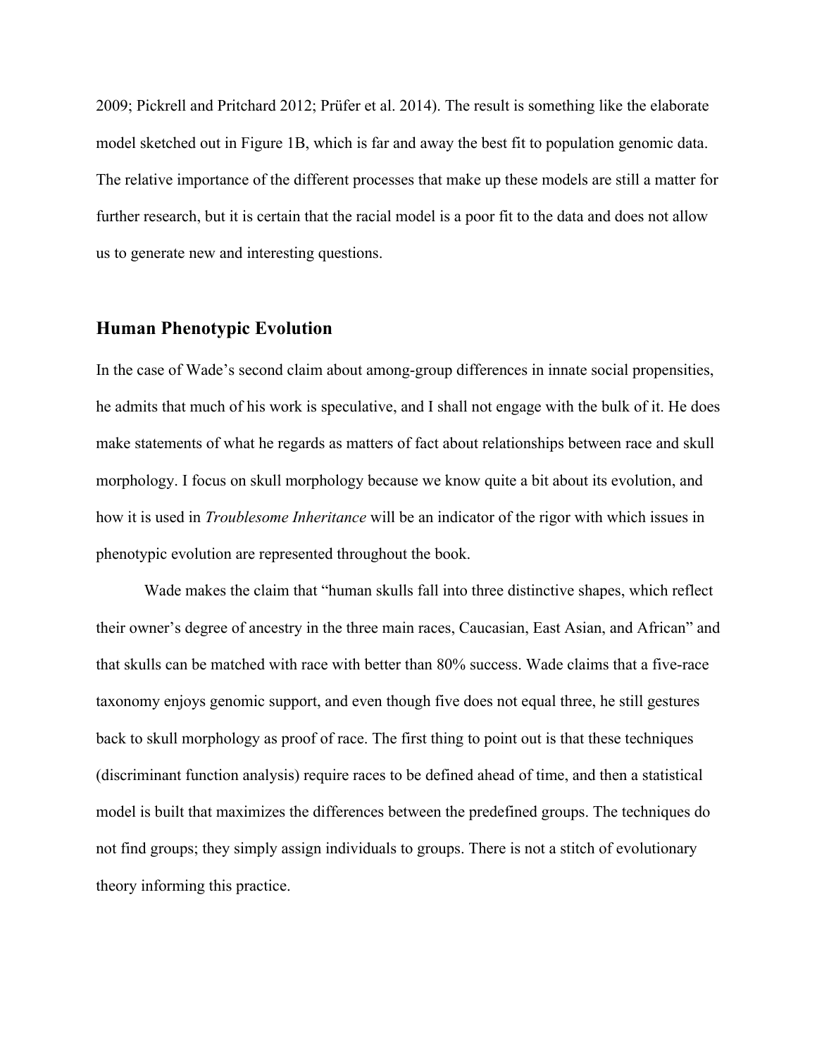2009; Pickrell and Pritchard 2012; Prüfer et al. 2014). The result is something like the elaborate model sketched out in Figure 1B, which is far and away the best fit to population genomic data. The relative importance of the different processes that make up these models are still a matter for further research, but it is certain that the racial model is a poor fit to the data and does not allow us to generate new and interesting questions.

## Human Phenotypic Evolution

In the case of Wade's second claim about among-group differences in innate social propensities, he admits that much of his work is speculative, and I shall not engage with the bulk of it. He does make statements of what he regards as matters of fact about relationships between race and skull morphology. I focus on skull morphology because we know quite a bit about its evolution, and how it is used in *Troublesome Inheritance* will be an indicator of the rigor with which issues in phenotypic evolution are represented throughout the book.

Wade makes the claim that "human skulls fall into three distinctive shapes, which reflect their owner's degree of ancestry in the three main races, Caucasian, East Asian, and African" and that skulls can be matched with race with better than 80% success. Wade claims that a five-race taxonomy enjoys genomic support, and even though five does not equal three, he still gestures back to skull morphology as proof of race. The first thing to point out is that these techniques (discriminant function analysis) require races to be defined ahead of time, and then a statistical model is built that maximizes the differences between the predefined groups. The techniques do not find groups; they simply assign individuals to groups. There is not a stitch of evolutionary theory informing this practice.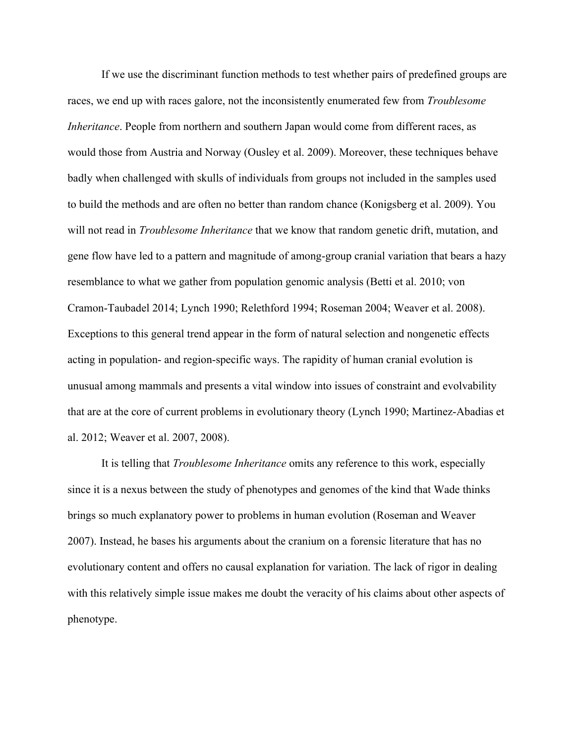If we use the discriminant function methods to test whether pairs of predefined groups are races, we end up with races galore, not the inconsistently enumerated few from *Troublesome Inheritance*. People from northern and southern Japan would come from different races, as would those from Austria and Norway (Ousley et al. 2009). Moreover, these techniques behave badly when challenged with skulls of individuals from groups not included in the samples used to build the methods and are often no better than random chance (Konigsberg et al. 2009). You will not read in *Troublesome Inheritance* that we know that random genetic drift, mutation, and gene flow have led to a pattern and magnitude of among-group cranial variation that bears a hazy resemblance to what we gather from population genomic analysis (Betti et al. 2010; von Cramon-Taubadel 2014; Lynch 1990; Relethford 1994; Roseman 2004; Weaver et al. 2008). Exceptions to this general trend appear in the form of natural selection and nongenetic effects acting in population- and region-specific ways. The rapidity of human cranial evolution is unusual among mammals and presents a vital window into issues of constraint and evolvability that are at the core of current problems in evolutionary theory (Lynch 1990; Martinez-Abadias et al. 2012; Weaver et al. 2007, 2008).

It is telling that *Troublesome Inheritance* omits any reference to this work, especially since it is a nexus between the study of phenotypes and genomes of the kind that Wade thinks brings so much explanatory power to problems in human evolution (Roseman and Weaver 2007). Instead, he bases his arguments about the cranium on a forensic literature that has no evolutionary content and offers no causal explanation for variation. The lack of rigor in dealing with this relatively simple issue makes me doubt the veracity of his claims about other aspects of phenotype.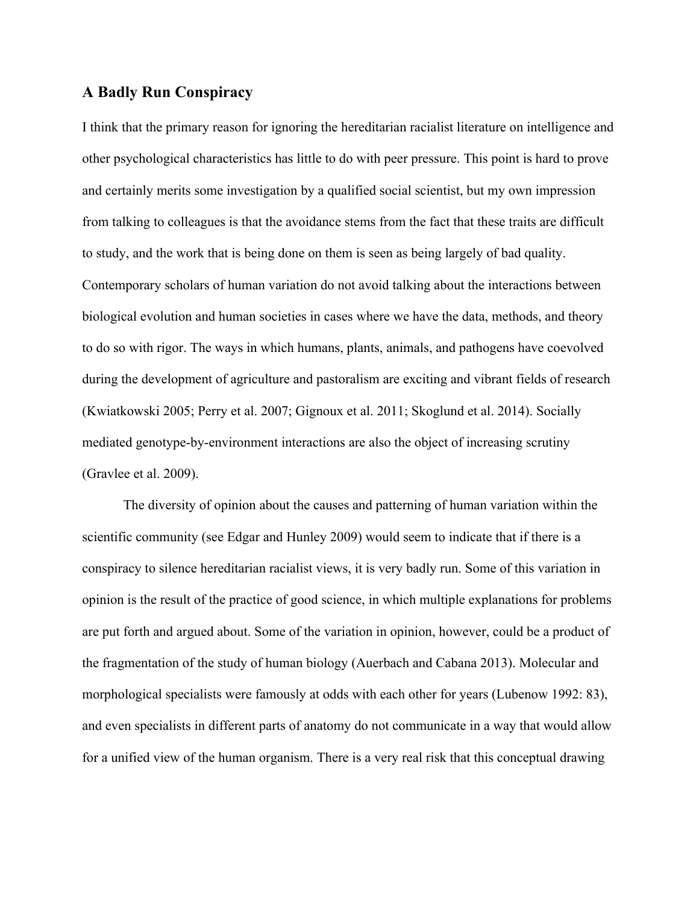## A Badly Run Conspiracy

I think that the primary reason for ignoring the hereditarian racialist literature on intelligence and other psychological characteristics has little to do with peer pressure. This point is hard to prove and certainly merits some investigation by a qualified social scientist, but my own impression from talking to colleagues is that the avoidance stems from the fact that these traits are difficult to study, and the work that is being done on them is seen as being largely of bad quality. Contemporary scholars of human variation do not avoid talking about the interactions between biological evolution and human societies in cases where we have the data, methods, and theory to do so with rigor. The ways in which humans, plants, animals, and pathogens have coevolved during the development of agriculture and pastoralism are exciting and vibrant fields of research (Kwiatkowski 2005; Perry et al. 2007; Gignoux et al. 2011; Skoglund et al. 2014). Socially mediated genotype-by-environment interactions are also the object of increasing scrutiny (Gravlee et al. 2009).

The diversity of opinion about the causes and patterning of human variation within the scientific community (see Edgar and Hunley 2009) would seem to indicate that if there is a conspiracy to silence hereditarian racialist views, it is very badly run. Some of this variation in opinion is the result of the practice of good science, in which multiple explanations for problems are put forth and argued about. Some of the variation in opinion, however, could be a product of the fragmentation of the study of human biology (Auerbach and Cabana 2013). Molecular and morphological specialists were famously at odds with each other for years (Lubenow 1992: 83), and even specialists in different parts of anatomy do not communicate in a way that would allow for a unified view of the human organism. There is a very real risk that this conceptual drawing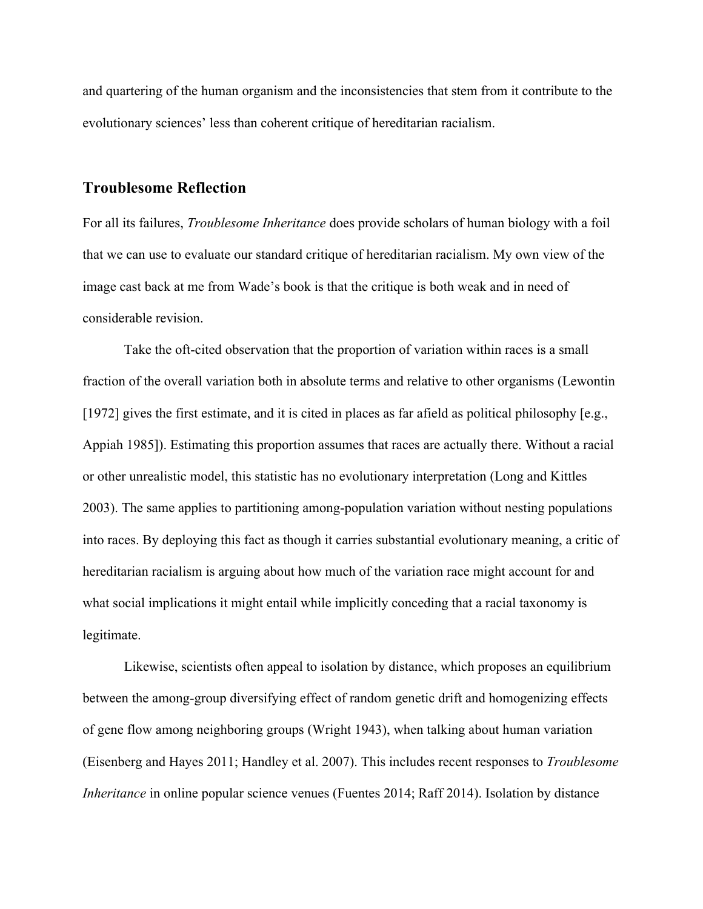and quartering of the human organism and the inconsistencies that stem from it contribute to the evolutionary sciences' less than coherent critique of hereditarian racialism.

## Troublesome Reflection

For all its failures, *Troublesome Inheritance* does provide scholars of human biology with a foil that we can use to evaluate our standard critique of hereditarian racialism. My own view of the image cast back at me from Wade's book is that the critique is both weak and in need of considerable revision.

Take the oft-cited observation that the proportion of variation within races is a small fraction of the overall variation both in absolute terms and relative to other organisms (Lewontin [1972] gives the first estimate, and it is cited in places as far afield as political philosophy [e.g., Appiah 1985]). Estimating this proportion assumes that races are actually there. Without a racial or other unrealistic model, this statistic has no evolutionary interpretation (Long and Kittles 2003). The same applies to partitioning among-population variation without nesting populations into races. By deploying this fact as though it carries substantial evolutionary meaning, a critic of hereditarian racialism is arguing about how much of the variation race might account for and what social implications it might entail while implicitly conceding that a racial taxonomy is legitimate.

Likewise, scientists often appeal to isolation by distance, which proposes an equilibrium between the among-group diversifying effect of random genetic drift and homogenizing effects of gene flow among neighboring groups (Wright 1943), when talking about human variation (Eisenberg and Hayes 2011; Handley et al. 2007). This includes recent responses to *Troublesome Inheritance* in online popular science venues (Fuentes 2014; Raff 2014). Isolation by distance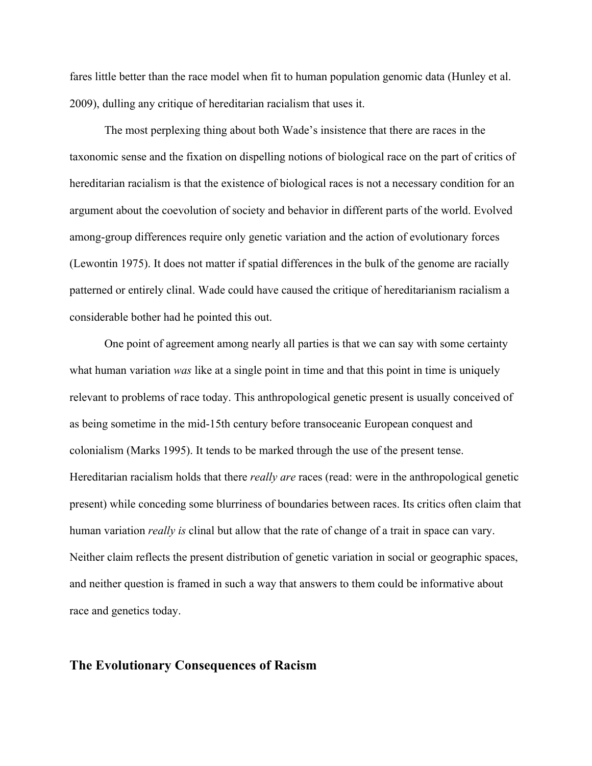fares little better than the race model when fit to human population genomic data (Hunley et al. 2009), dulling any critique of hereditarian racialism that uses it.

The most perplexing thing about both Wade's insistence that there are races in the taxonomic sense and the fixation on dispelling notions of biological race on the part of critics of hereditarian racialism is that the existence of biological races is not a necessary condition for an argument about the coevolution of society and behavior in different parts of the world. Evolved among-group differences require only genetic variation and the action of evolutionary forces (Lewontin 1975). It does not matter if spatial differences in the bulk of the genome are racially patterned or entirely clinal. Wade could have caused the critique of hereditarianism racialism a considerable bother had he pointed this out.

One point of agreement among nearly all parties is that we can say with some certainty what human variation *was* like at a single point in time and that this point in time is uniquely relevant to problems of race today. This anthropological genetic present is usually conceived of as being sometime in the mid-15th century before transoceanic European conquest and colonialism (Marks 1995). It tends to be marked through the use of the present tense. Hereditarian racialism holds that there *really are* races (read: were in the anthropological genetic present) while conceding some blurriness of boundaries between races. Its critics often claim that human variation *really is* clinal but allow that the rate of change of a trait in space can vary. Neither claim reflects the present distribution of genetic variation in social or geographic spaces, and neither question is framed in such a way that answers to them could be informative about race and genetics today.

## The Evolutionary Consequences of Racism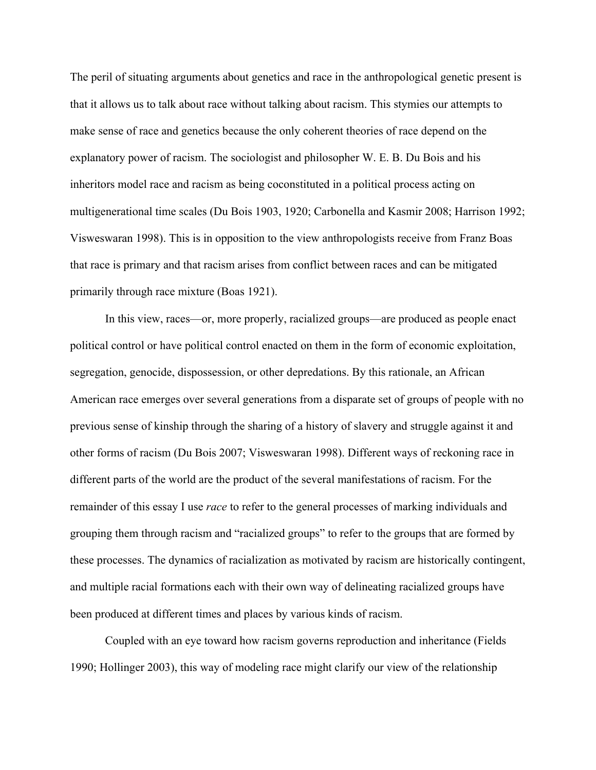The peril of situating arguments about genetics and race in the anthropological genetic present is that it allows us to talk about race without talking about racism. This stymies our attempts to make sense of race and genetics because the only coherent theories of race depend on the explanatory power of racism. The sociologist and philosopher W. E. B. Du Bois and his inheritors model race and racism as being coconstituted in a political process acting on multigenerational time scales (Du Bois 1903, 1920; Carbonella and Kasmir 2008; Harrison 1992; Visweswaran 1998). This is in opposition to the view anthropologists receive from Franz Boas that race is primary and that racism arises from conflict between races and can be mitigated primarily through race mixture (Boas 1921).

In this view, races—or, more properly, racialized groups—are produced as people enact political control or have political control enacted on them in the form of economic exploitation, segregation, genocide, dispossession, or other depredations. By this rationale, an African American race emerges over several generations from a disparate set of groups of people with no previous sense of kinship through the sharing of a history of slavery and struggle against it and other forms of racism (Du Bois 2007; Visweswaran 1998). Different ways of reckoning race in different parts of the world are the product of the several manifestations of racism. For the remainder of this essay I use *race* to refer to the general processes of marking individuals and grouping them through racism and "racialized groups" to refer to the groups that are formed by these processes. The dynamics of racialization as motivated by racism are historically contingent, and multiple racial formations each with their own way of delineating racialized groups have been produced at different times and places by various kinds of racism.

Coupled with an eye toward how racism governs reproduction and inheritance (Fields 1990; Hollinger 2003), this way of modeling race might clarify our view of the relationship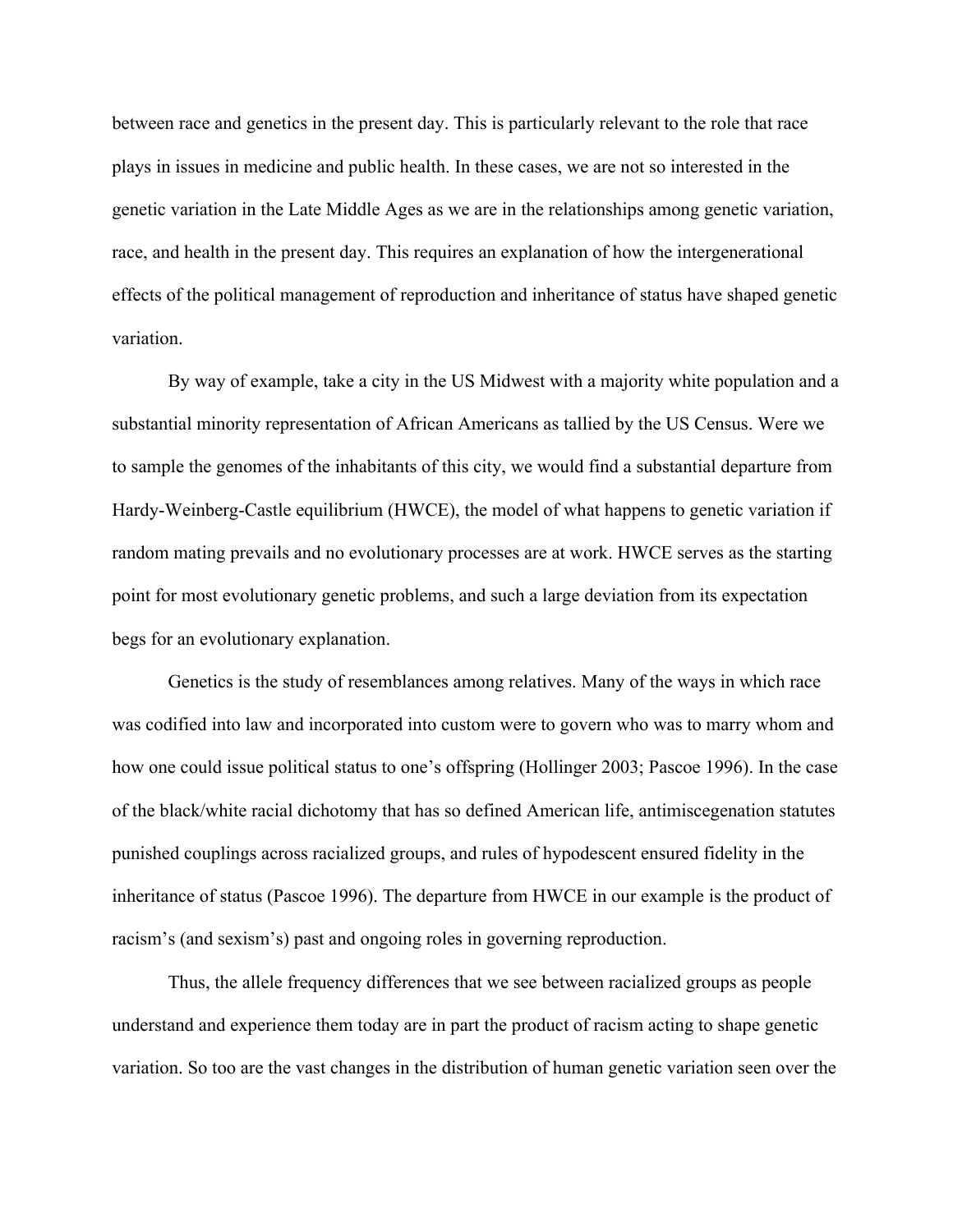between race and genetics in the present day. This is particularly relevant to the role that race plays in issues in medicine and public health. In these cases, we are not so interested in the genetic variation in the Late Middle Ages as we are in the relationships among genetic variation, race, and health in the present day. This requires an explanation of how the intergenerational effects of the political management of reproduction and inheritance of status have shaped genetic variation.

By way of example, take a city in the US Midwest with a majority white population and a substantial minority representation of African Americans as tallied by the US Census. Were we to sample the genomes of the inhabitants of this city, we would find a substantial departure from Hardy-Weinberg-Castle equilibrium (HWCE), the model of what happens to genetic variation if random mating prevails and no evolutionary processes are at work. HWCE serves as the starting point for most evolutionary genetic problems, and such a large deviation from its expectation begs for an evolutionary explanation.

Genetics is the study of resemblances among relatives. Many of the ways in which race was codified into law and incorporated into custom were to govern who was to marry whom and how one could issue political status to one's offspring (Hollinger 2003; Pascoe 1996). In the case of the black/white racial dichotomy that has so defined American life, antimiscegenation statutes punished couplings across racialized groups, and rules of hypodescent ensured fidelity in the inheritance of status (Pascoe 1996). The departure from HWCE in our example is the product of racism's (and sexism's) past and ongoing roles in governing reproduction.

Thus, the allele frequency differences that we see between racialized groups as people understand and experience them today are in part the product of racism acting to shape genetic variation. So too are the vast changes in the distribution of human genetic variation seen over the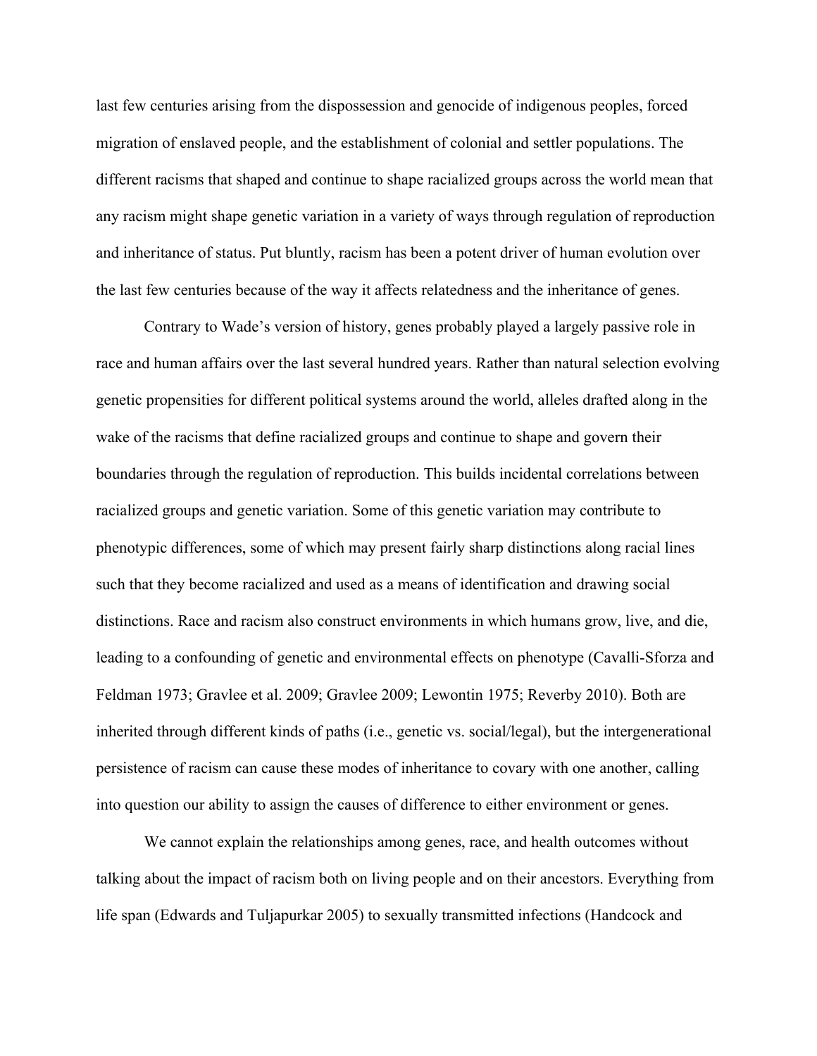last few centuries arising from the dispossession and genocide of indigenous peoples, forced migration of enslaved people, and the establishment of colonial and settler populations. The different racisms that shaped and continue to shape racialized groups across the world mean that any racism might shape genetic variation in a variety of ways through regulation of reproduction and inheritance of status. Put bluntly, racism has been a potent driver of human evolution over the last few centuries because of the way it affects relatedness and the inheritance of genes.

Contrary to Wade's version of history, genes probably played a largely passive role in race and human affairs over the last several hundred years. Rather than natural selection evolving genetic propensities for different political systems around the world, alleles drafted along in the wake of the racisms that define racialized groups and continue to shape and govern their boundaries through the regulation of reproduction. This builds incidental correlations between racialized groups and genetic variation. Some of this genetic variation may contribute to phenotypic differences, some of which may present fairly sharp distinctions along racial lines such that they become racialized and used as a means of identification and drawing social distinctions. Race and racism also construct environments in which humans grow, live, and die, leading to a confounding of genetic and environmental effects on phenotype (Cavalli-Sforza and Feldman 1973; Gravlee et al. 2009; Gravlee 2009; Lewontin 1975; Reverby 2010). Both are inherited through different kinds of paths (i.e., genetic vs. social/legal), but the intergenerational persistence of racism can cause these modes of inheritance to covary with one another, calling into question our ability to assign the causes of difference to either environment or genes.

We cannot explain the relationships among genes, race, and health outcomes without talking about the impact of racism both on living people and on their ancestors. Everything from life span (Edwards and Tuljapurkar 2005) to sexually transmitted infections (Handcock and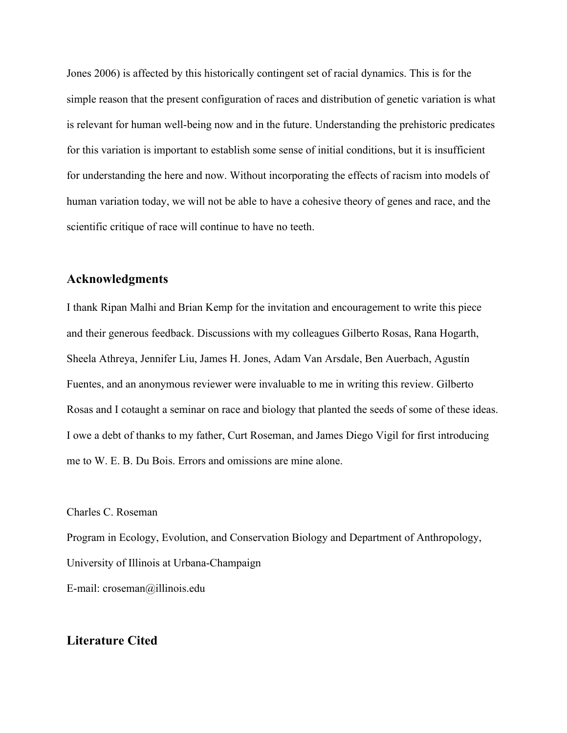Jones 2006) is affected by this historically contingent set of racial dynamics. This is for the simple reason that the present configuration of races and distribution of genetic variation is what is relevant for human well-being now and in the future. Understanding the prehistoric predicates for this variation is important to establish some sense of initial conditions, but it is insufficient for understanding the here and now. Without incorporating the effects of racism into models of human variation today, we will not be able to have a cohesive theory of genes and race, and the scientific critique of race will continue to have no teeth.

## Acknowledgments

I thank Ripan Malhi and Brian Kemp for the invitation and encouragement to write this piece and their generous feedback. Discussions with my colleagues Gilberto Rosas, Rana Hogarth, Sheela Athreya, Jennifer Liu, James H. Jones, Adam Van Arsdale, Ben Auerbach, Agustín Fuentes, and an anonymous reviewer were invaluable to me in writing this review. Gilberto Rosas and I cotaught a seminar on race and biology that planted the seeds of some of these ideas. I owe a debt of thanks to my father, Curt Roseman, and James Diego Vigil for first introducing me to W. E. B. Du Bois. Errors and omissions are mine alone.

Charles C. Roseman

Program in Ecology, Evolution, and Conservation Biology and Department of Anthropology, University of Illinois at Urbana-Champaign

E-mail: croseman@illinois.edu

## Literature Cited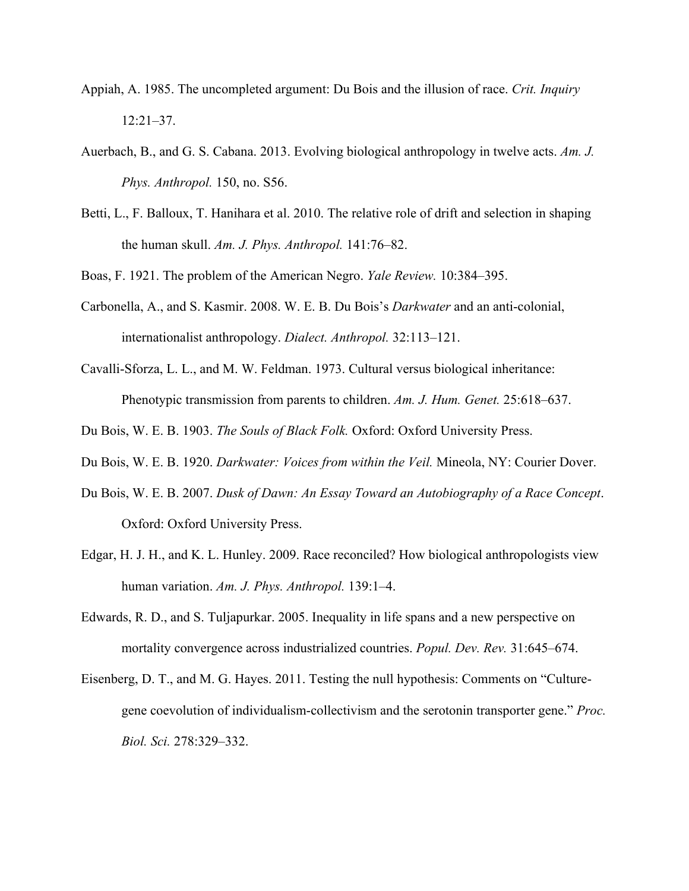Appiah, A. 1985. The uncompleted argument: Du Bois and the illusion of race. *Crit. Inquiry* 12:21–37.

Auerbach, B., and G. S. Cabana. 2013. Evolving biological anthropology in twelve acts. *Am. J. Phys. Anthropol.* 150, no. S56.

Betti, L., F. Balloux, T. Hanihara et al. 2010. The relative role of drift and selection in shaping the human skull. *Am. J. Phys. Anthropol.* 141:76–82.

Boas, F. 1921. The problem of the American Negro. *Yale Review.* 10:384–395.

Carbonella, A., and S. Kasmir. 2008. W. E. B. Du Bois's *Darkwater* and an anti-colonial, internationalist anthropology. *Dialect. Anthropol.* 32:113–121.

Cavalli-Sforza, L. L., and M. W. Feldman. 1973. Cultural versus biological inheritance: Phenotypic transmission from parents to children. *Am. J. Hum. Genet.* 25:618–637.

Du Bois, W. E. B. 1903. *The Souls of Black Folk.* Oxford: Oxford University Press.

Du Bois, W. E. B. 1920. *Darkwater: Voices from within the Veil.* Mineola, NY: Courier Dover.

Du Bois, W. E. B. 2007. *Dusk of Dawn: An Essay Toward an Autobiography of a Race Concept*. Oxford: Oxford University Press.

Edgar, H. J. H., and K. L. Hunley. 2009. Race reconciled? How biological anthropologists view human variation. *Am. J. Phys. Anthropol.* 139:1–4.

Edwards, R. D., and S. Tuljapurkar. 2005. Inequality in life spans and a new perspective on mortality convergence across industrialized countries. *Popul. Dev. Rev.* 31:645–674.

Eisenberg, D. T., and M. G. Hayes. 2011. Testing the null hypothesis: Comments on "Culture-gene coevolution of individualism-collectivism and the serotonin transporter gene." *Proc. Biol. Sci.* 278:329–332.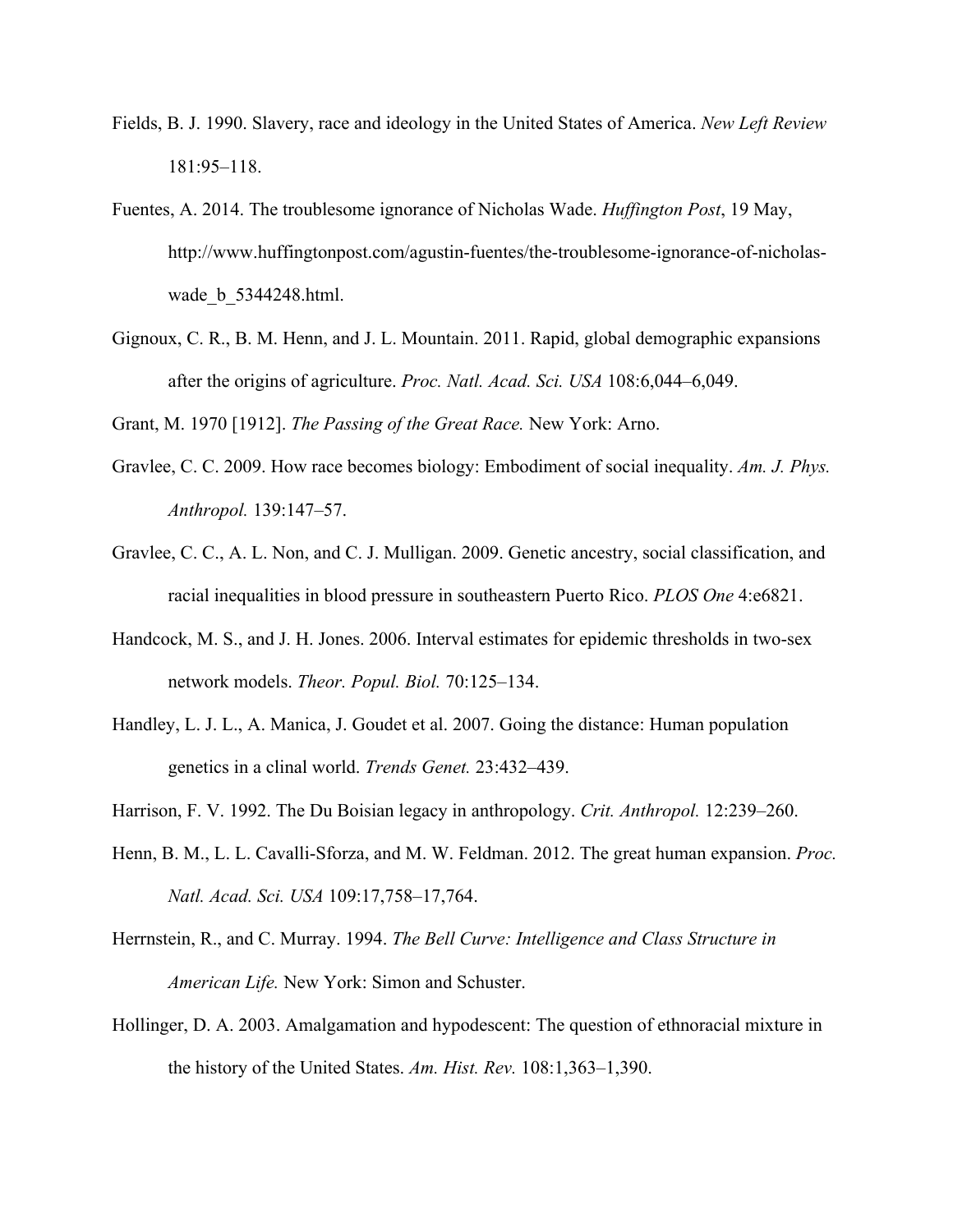Fields, B. J. 1990. Slavery, race and ideology in the United States of America. *New Left Review* 181:95–118.

Fuentes, A. 2014. The troublesome ignorance of Nicholas Wade. *Huffington Post*, 19 May, http://www.huffingtonpost.com/agustin-fuentes/the-troublesome-ignorance-of-nicholas-wade_b_5344248.html.

Gignoux, C. R., B. M. Henn, and J. L. Mountain. 2011. Rapid, global demographic expansions after the origins of agriculture. *Proc. Natl. Acad. Sci. USA* 108:6,044–6,049.

Grant, M. 1970 [1912]. *The Passing of the Great Race.* New York: Arno.

Gravlee, C. C. 2009. How race becomes biology: Embodiment of social inequality. *Am. J. Phys. Anthropol.* 139:147–57.

Gravlee, C. C., A. L. Non, and C. J. Mulligan. 2009. Genetic ancestry, social classification, and racial inequalities in blood pressure in southeastern Puerto Rico. *PLOS One* 4:e6821.

Handcock, M. S., and J. H. Jones. 2006. Interval estimates for epidemic thresholds in two-sex network models. *Theor. Popul. Biol.* 70:125–134.

Handley, L. J. L., A. Manica, J. Goudet et al. 2007. Going the distance: Human population genetics in a clinal world. *Trends Genet.* 23:432–439.

Harrison, F. V. 1992. The Du Boisian legacy in anthropology. *Crit. Anthropol.* 12:239–260.

Henn, B. M., L. L. Cavalli-Sforza, and M. W. Feldman. 2012. The great human expansion. *Proc. Natl. Acad. Sci. USA* 109:17,758–17,764.

Herrnstein, R., and C. Murray. 1994. *The Bell Curve: Intelligence and Class Structure in American Life.* New York: Simon and Schuster.

Hollinger, D. A. 2003. Amalgamation and hypodescent: The question of ethnoracial mixture in the history of the United States. *Am. Hist. Rev.* 108:1,363–1,390.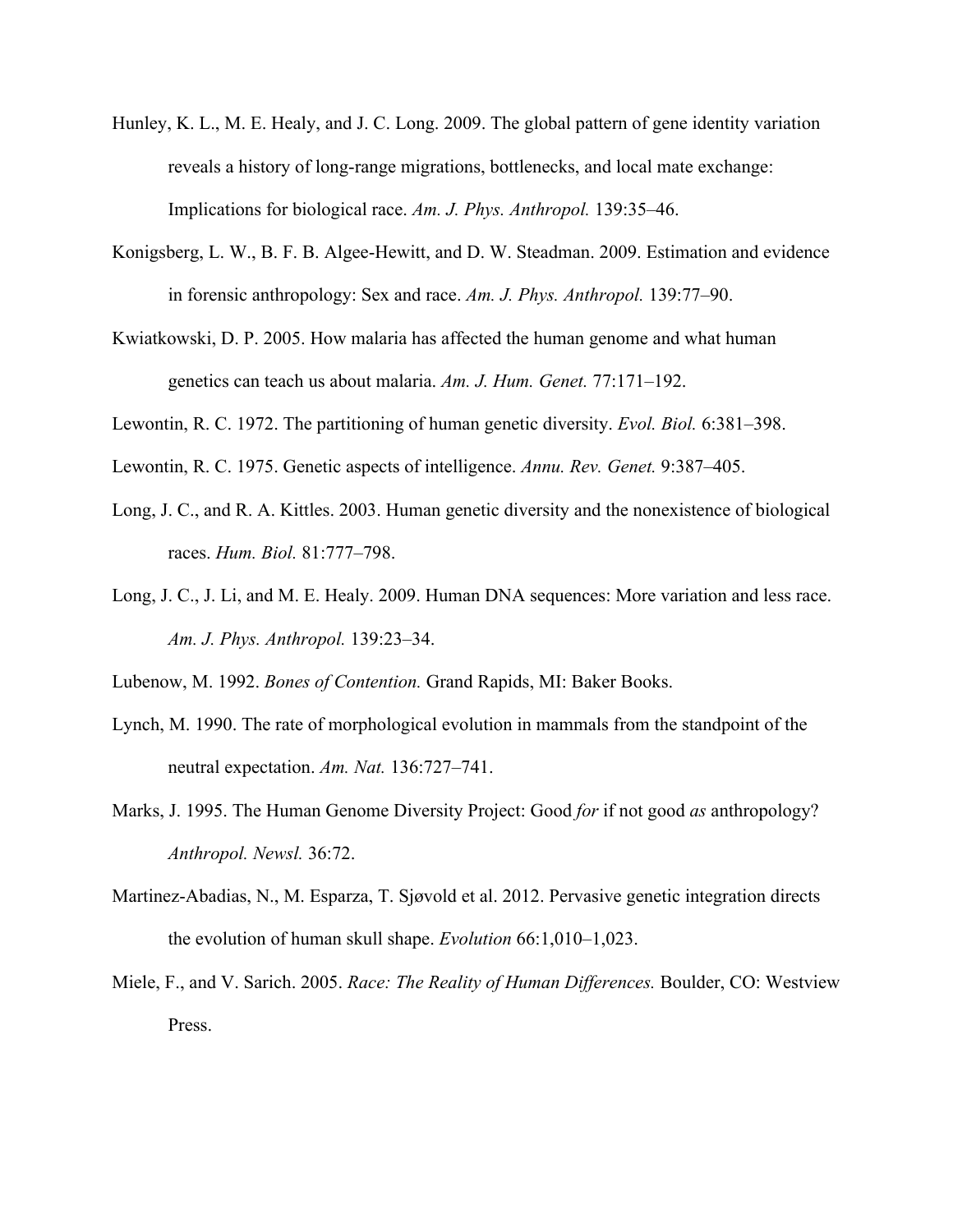Hunley, K. L., M. E. Healy, and J. C. Long. 2009. The global pattern of gene identity variation reveals a history of long-range migrations, bottlenecks, and local mate exchange: Implications for biological race. *Am. J. Phys. Anthropol.* 139:35–46.

Konigsberg, L. W., B. F. B. Algee-Hewitt, and D. W. Steadman. 2009. Estimation and evidence in forensic anthropology: Sex and race. *Am. J. Phys. Anthropol.* 139:77–90.

Kwiatkowski, D. P. 2005. How malaria has affected the human genome and what human genetics can teach us about malaria. *Am. J. Hum. Genet.* 77:171–192.

Lewontin, R. C. 1972. The partitioning of human genetic diversity. *Evol. Biol.* 6:381–398.

Lewontin, R. C. 1975. Genetic aspects of intelligence. *Annu. Rev. Genet.* 9:387–405.

Long, J. C., and R. A. Kittles. 2003. Human genetic diversity and the nonexistence of biological races. *Hum. Biol.* 81:777–798.

Long, J. C., J. Li, and M. E. Healy. 2009. Human DNA sequences: More variation and less race. *Am. J. Phys. Anthropol.* 139:23–34.

Lubenow, M. 1992. *Bones of Contention.* Grand Rapids, MI: Baker Books.

Lynch, M. 1990. The rate of morphological evolution in mammals from the standpoint of the neutral expectation. *Am. Nat.* 136:727–741.

Marks, J. 1995. The Human Genome Diversity Project: Good *for* if not good *as* anthropology? *Anthropol. Newsl.* 36:72.

Martinez-Abadias, N., M. Esparza, T. Sjøvold et al. 2012. Pervasive genetic integration directs the evolution of human skull shape. *Evolution* 66:1,010–1,023.

Miele, F., and V. Sarich. 2005. *Race: The Reality of Human Differences.* Boulder, CO: Westview Press.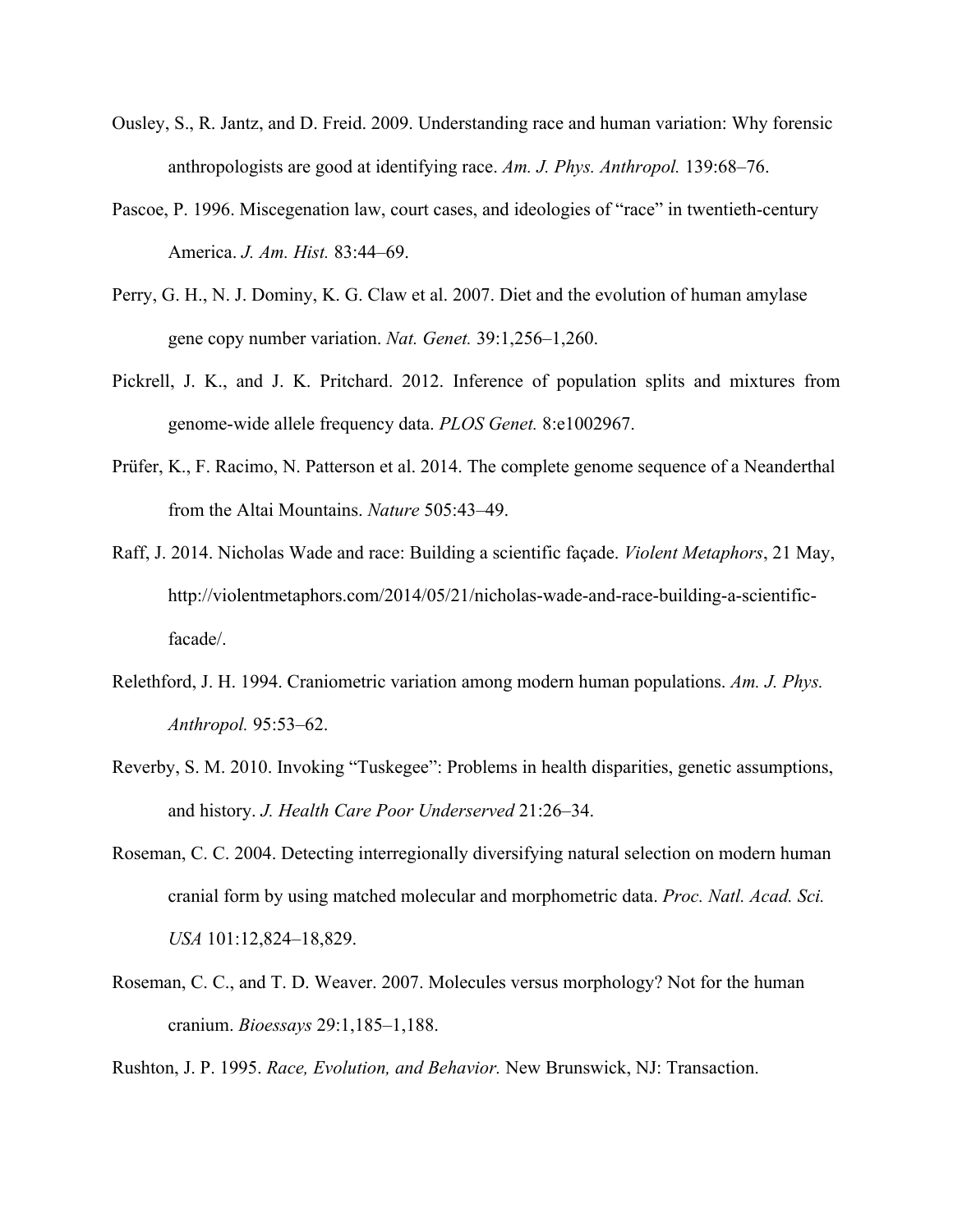Ousley, S., R. Jantz, and D. Freid. 2009. Understanding race and human variation: Why forensic anthropologists are good at identifying race. *Am. J. Phys. Anthropol.* 139:68–76.

Pascoe, P. 1996. Miscegenation law, court cases, and ideologies of "race" in twentieth-century America. *J. Am. Hist.* 83:44–69.

Perry, G. H., N. J. Dominy, K. G. Claw et al. 2007. Diet and the evolution of human amylase gene copy number variation. *Nat. Genet.* 39:1,256–1,260.

Pickrell, J. K., and J. K. Pritchard. 2012. Inference of population splits and mixtures from genome-wide allele frequency data. *PLOS Genet.* 8:e1002967.

Prüfer, K., F. Racimo, N. Patterson et al. 2014. The complete genome sequence of a Neanderthal from the Altai Mountains. *Nature* 505:43–49.

Raff, J. 2014. Nicholas Wade and race: Building a scientific façade. *Violent Metaphors*, 21 May, http://violentmetaphors.com/2014/05/21/nicholas-wade-and-race-building-a-scientific-facade/.

Relethford, J. H. 1994. Craniometric variation among modern human populations. *Am. J. Phys. Anthropol.* 95:53–62.

Reverby, S. M. 2010. Invoking "Tuskegee": Problems in health disparities, genetic assumptions, and history. *J. Health Care Poor Underserved* 21:26–34.

Roseman, C. C. 2004. Detecting interregionally diversifying natural selection on modern human cranial form by using matched molecular and morphometric data. *Proc. Natl. Acad. Sci. USA* 101:12,824–18,829.

Roseman, C. C., and T. D. Weaver. 2007. Molecules versus morphology? Not for the human cranium. *Bioessays* 29:1,185–1,188.

Rushton, J. P. 1995. *Race, Evolution, and Behavior.* New Brunswick, NJ: Transaction.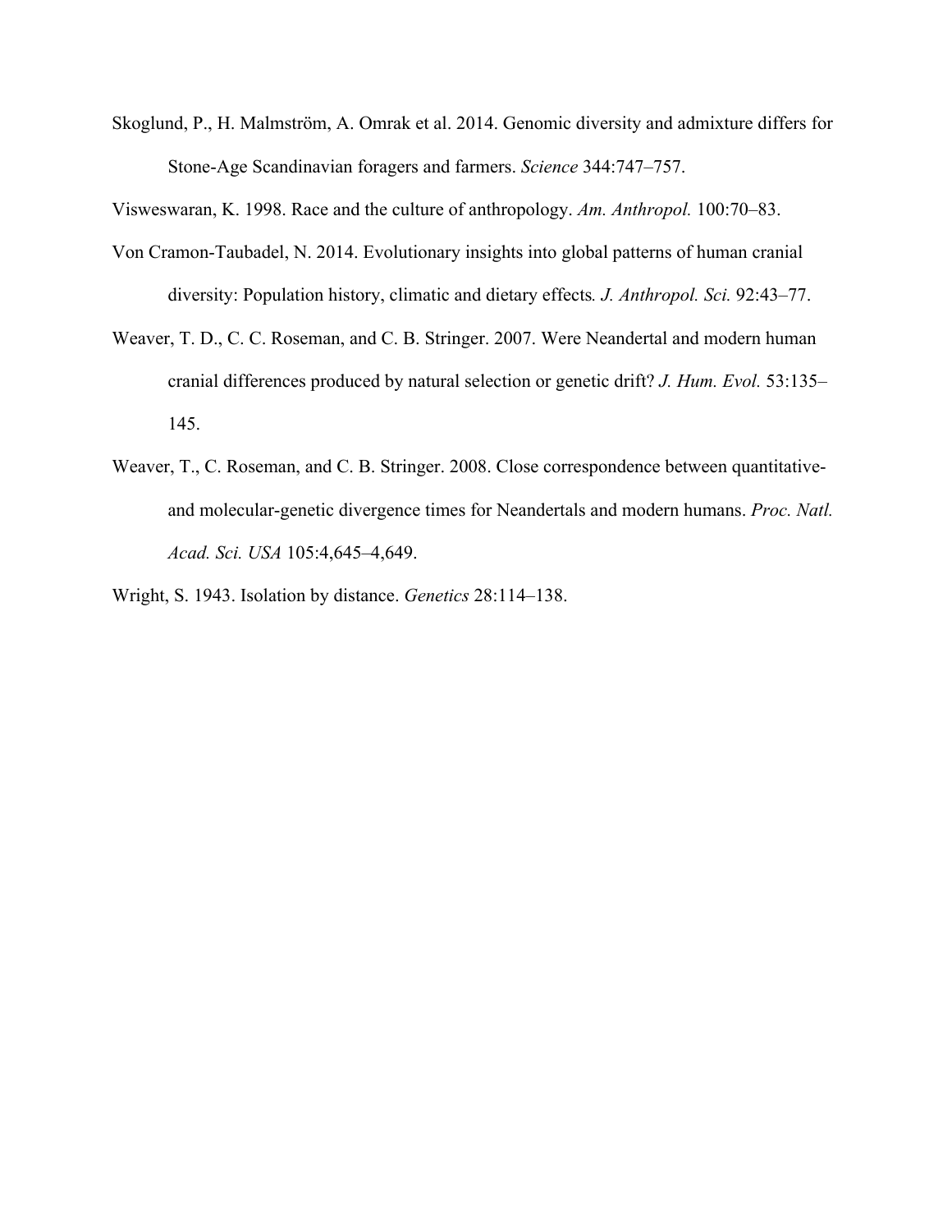Skoglund, P., H. Malmström, A. Omrak et al. 2014. Genomic diversity and admixture differs for Stone-Age Scandinavian foragers and farmers. *Science* 344:747–757.

Visweswaran, K. 1998. Race and the culture of anthropology. *Am. Anthropol.* 100:70–83.

Von Cramon-Taubadel, N. 2014. Evolutionary insights into global patterns of human cranial diversity: Population history, climatic and dietary effects*. J. Anthropol. Sci.* 92:43–77.

Weaver, T. D., C. C. Roseman, and C. B. Stringer. 2007. Were Neandertal and modern human cranial differences produced by natural selection or genetic drift? *J. Hum. Evol.* 53:135–145.

Weaver, T., C. Roseman, and C. B. Stringer. 2008. Close correspondence between quantitative- and molecular-genetic divergence times for Neandertals and modern humans. *Proc. Natl. Acad. Sci. USA* 105:4,645–4,649.

Wright, S. 1943. Isolation by distance. *Genetics* 28:114–138.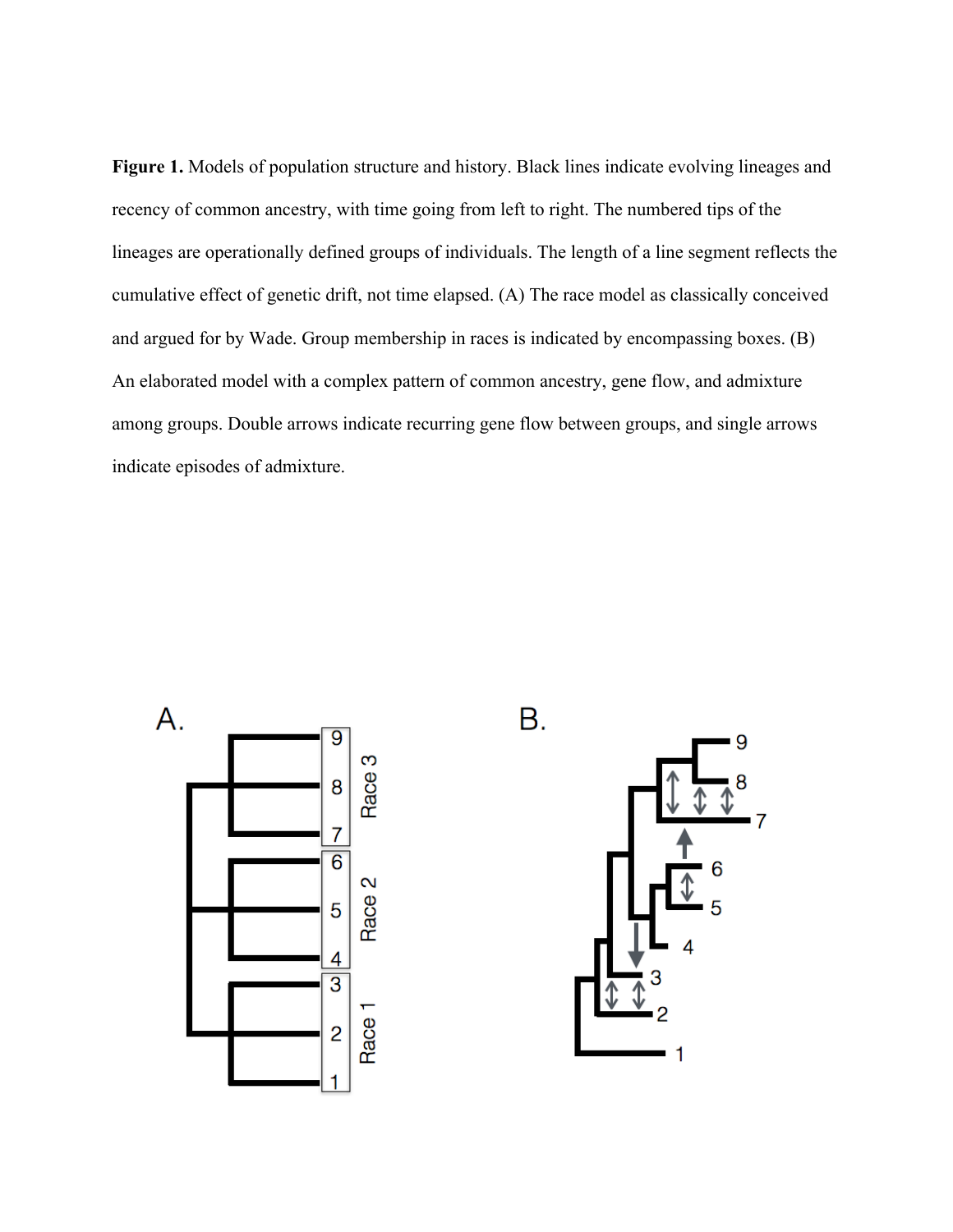**Figure 1.** Models of population structure and history. Black lines indicate evolving lineages and recency of common ancestry, with time going from left to right. The numbered tips of the lineages are operationally defined groups of individuals. The length of a line segment reflects the cumulative effect of genetic drift, not time elapsed. (A) The race model as classically conceived and argued for by Wade. Group membership in races is indicated by encompassing boxes. (B) An elaborated model with a complex pattern of common ancestry, gene flow, and admixture among groups. Double arrows indicate recurring gene flow between groups, and single arrows indicate episodes of admixture.

A.

9
8
7
Race 3
6
5
4
Race 2
3
2
1
Race 1

B.

9
8
7
6
5
4
3
2
1